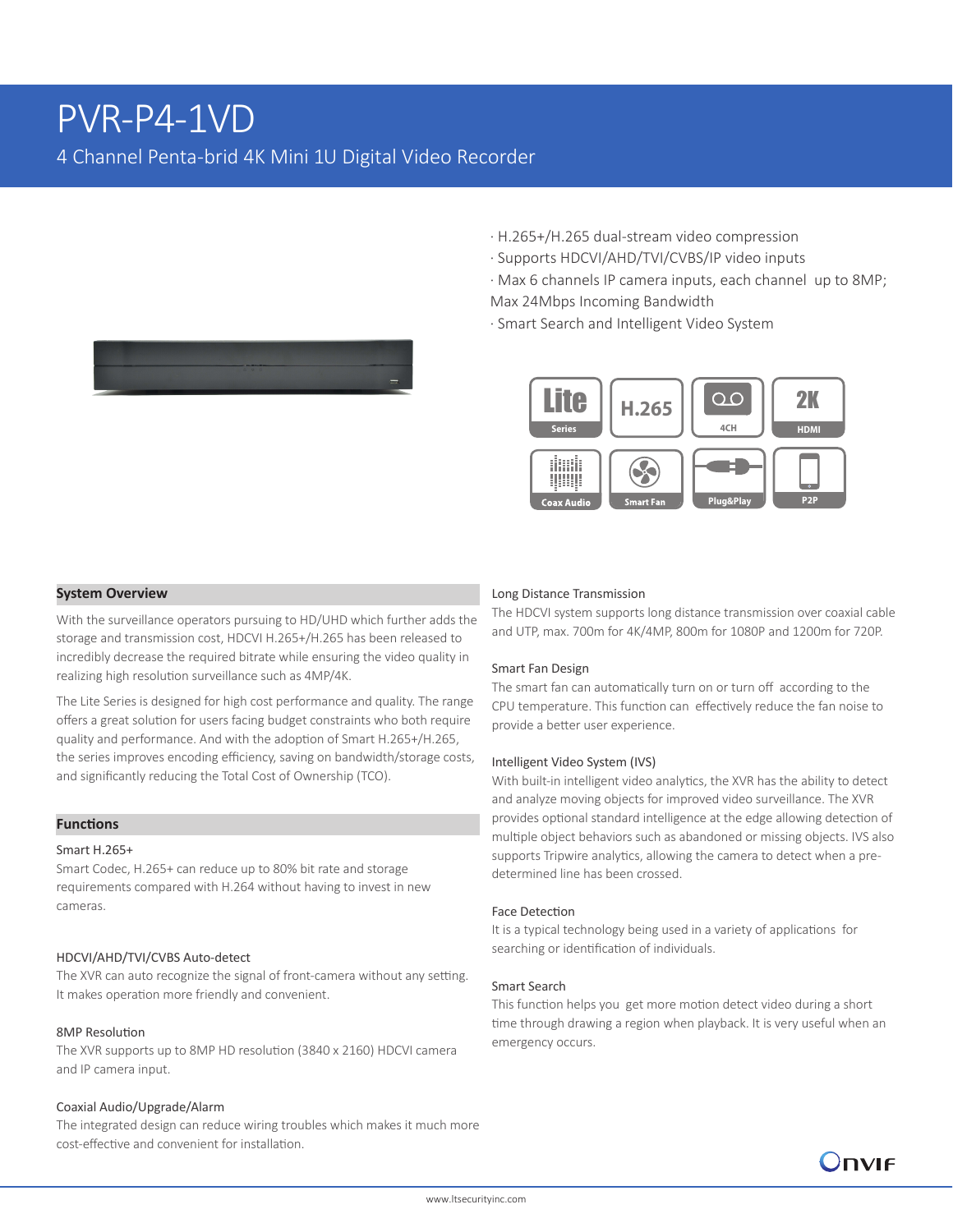# PVR-P4-1VD

4 Channel Penta-brid 4K Mini 1U Digital Video Recorder

· H.265+/H.265 dual-stream video compression
· Supports HDCVI/AHD/TVI/CVBS/IP video inputs
· Max 6 channels IP camera inputs, each channel up to 8MP; Max 24Mbps Incoming Bandwidth
· Smart Search and Intelligent Video System

Lite Series
H.265
4CH
2K HDMI
Coax Audio
Smart Fan
Plug&Play
P2P

## System Overview

With the surveillance operators pursuing to HD/UHD which further adds the storage and transmission cost, HDCVI H.265+/H.265 has been released to incredibly decrease the required bitrate while ensuring the video quality in realizing high resolution surveillance such as 4MP/4K.

The Lite Series is designed for high cost performance and quality. The range offers a great solution for users facing budget constraints who both require quality and performance. And with the adoption of Smart H.265+/H.265, the series improves encoding efficiency, saving on bandwidth/storage costs, and significantly reducing the Total Cost of Ownership (TCO).

## Functions

### Smart H.265+

Smart Codec, H.265+ can reduce up to 80% bit rate and storage requirements compared with H.264 without having to invest in new cameras.

### HDCVI/AHD/TVI/CVBS Auto-detect

The XVR can auto recognize the signal of front-camera without any setting. It makes operation more friendly and convenient.

### 8MP Resolution

The XVR supports up to 8MP HD resolution (3840 x 2160) HDCVI camera and IP camera input.

### Coaxial Audio/Upgrade/Alarm

The integrated design can reduce wiring troubles which makes it much more cost-effective and convenient for installation.

### Long Distance Transmission

The HDCVI system supports long distance transmission over coaxial cable and UTP, max. 700m for 4K/4MP, 800m for 1080P and 1200m for 720P.

### Smart Fan Design

The smart fan can automatically turn on or turn off according to the CPU temperature. This function can effectively reduce the fan noise to provide a better user experience.

### Intelligent Video System (IVS)

With built-in intelligent video analytics, the XVR has the ability to detect and analyze moving objects for improved video surveillance. The XVR provides optional standard intelligence at the edge allowing detection of multiple object behaviors such as abandoned or missing objects. IVS also supports Tripwire analytics, allowing the camera to detect when a pre-determined line has been crossed.

### Face Detection

It is a typical technology being used in a variety of applications for searching or identification of individuals.

### Smart Search

This function helps you get more motion detect video during a short time through drawing a region when playback. It is very useful when an emergency occurs.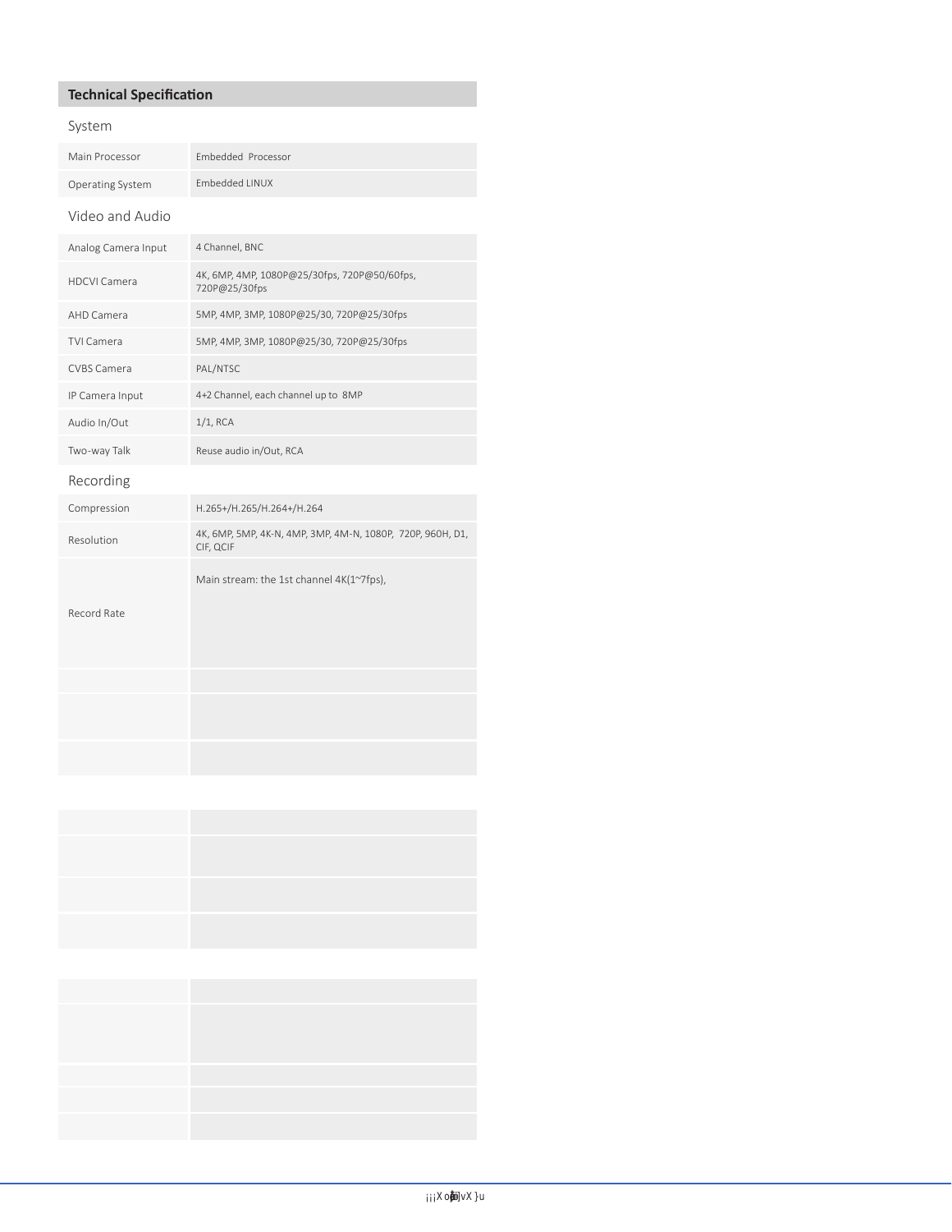## Technical Specification

### System

| | |
|---|---|
| Main Processor | Embedded Processor |
| Operating System | Embedded LINUX |

### Video and Audio

| | |
|---|---|
| Analog Camera Input | 4 Channel, BNC |
| HDCVI Camera | 4K, 6MP, 4MP, 1080P@25/30fps, 720P@50/60fps, 720P@25/30fps |
| AHD Camera | 5MP, 4MP, 3MP, 1080P@25/30, 720P@25/30fps |
| TVI Camera | 5MP, 4MP, 3MP, 1080P@25/30, 720P@25/30fps |
| CVBS Camera | PAL/NTSC |
| IP Camera Input | 4+2 Channel, each channel up to 8MP |
| Audio In/Out | 1/1, RCA |
| Two-way Talk | Reuse audio in/Out, RCA |

### Recording

| | |
|---|---|
| Compression | H.265+/H.265/H.264+/H.264 |
| Resolution | 4K, 6MP, 5MP, 4K-N, 4MP, 3MP, 4M-N, 1080P, 720P, 960H, D1, CIF, QCIF |
| Record Rate | Main stream: the 1st channel 4K(1~7fps), |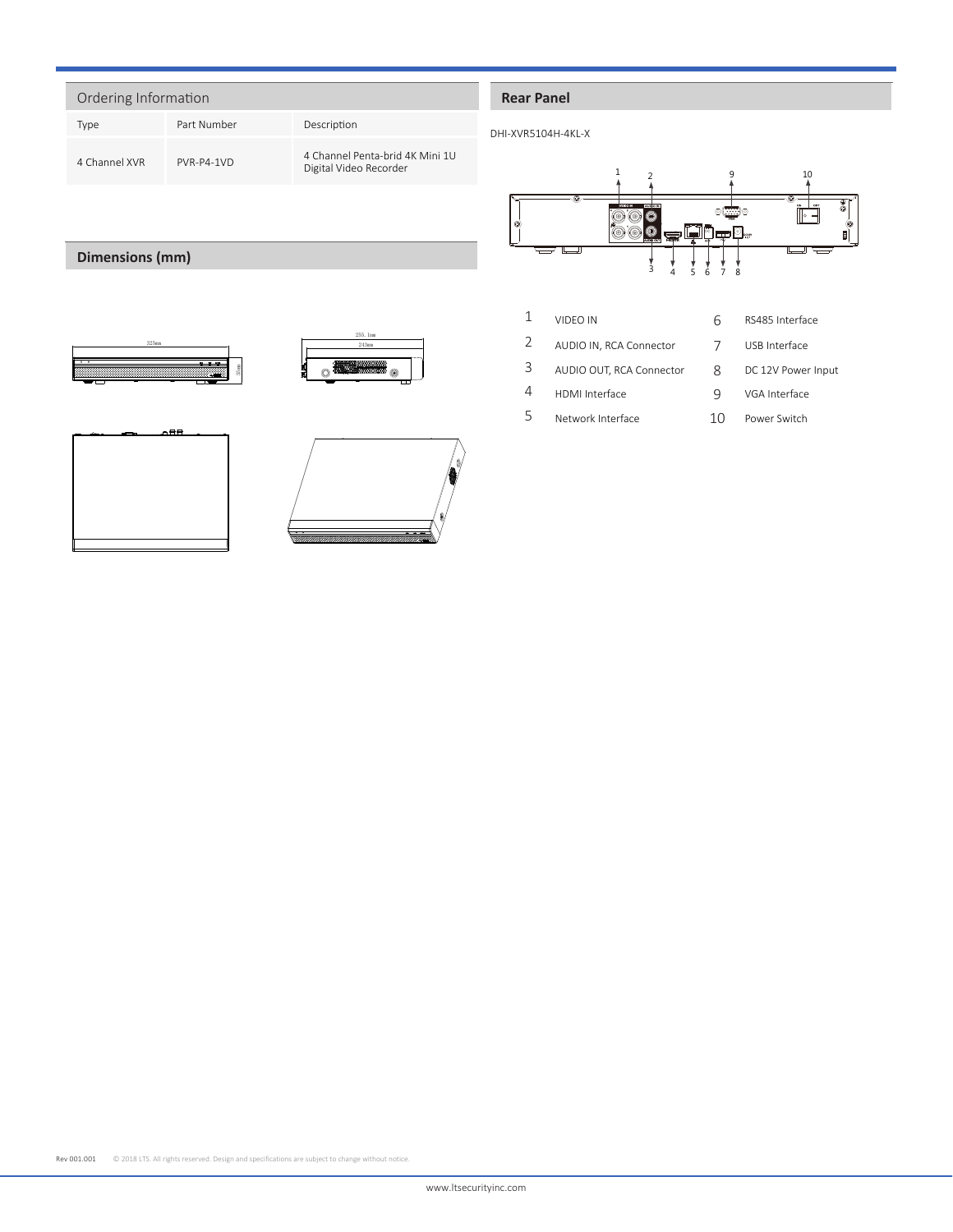## Ordering Information

| Type | Part Number | Description |
|---|---|---|
| 4 Channel XVR | PVR-P4-1VD | 4 Channel Penta-brid 4K Mini 1U Digital Video Recorder |

## Dimensions (mm)

325mm

55mm

255.1mm

243mm

## Rear Panel

DHI-XVR5104H-4KL-X

| | | | |
|---|---|---|---|
| 1 | VIDEO IN | 6 | RS485 Interface |
| 2 | AUDIO IN, RCA Connector | 7 | USB Interface |
| 3 | AUDIO OUT, RCA Connector | 8 | DC 12V Power Input |
| 4 | HDMI Interface | 9 | VGA Interface |
| 5 | Network Interface | 10 | Power Switch |

Rev 001.001 © 2018 LTS. All rights reserved. Design and specifications are subject to change without notice.

www.ltsecurityinc.com